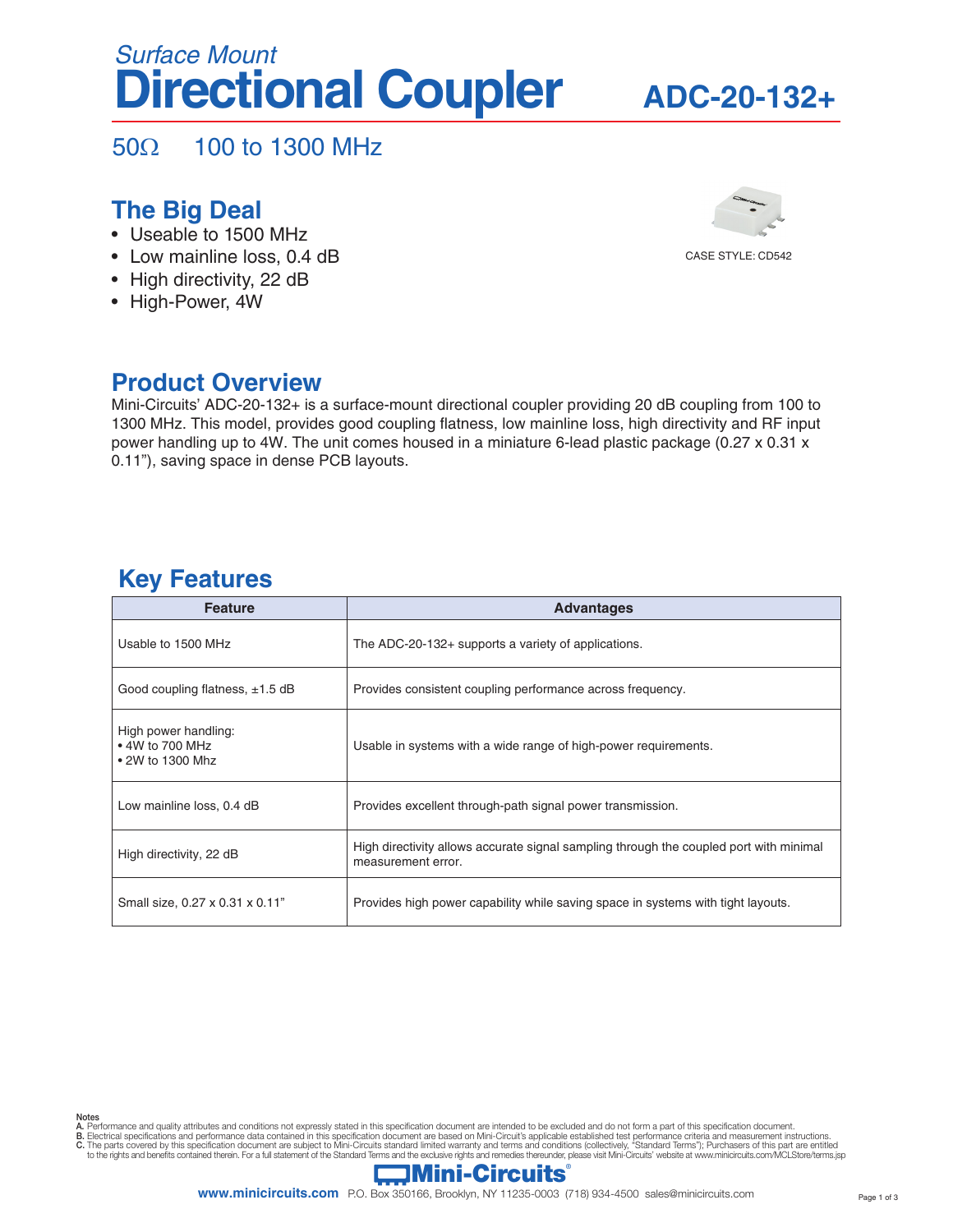*Surface Mount*

# Directional Coupler

## ADC-20-132+

50Ω    100 to 1300 MHz

## The Big Deal

- Useable to 1500 MHz
- Low mainline loss, 0.4 dB
- High directivity, 22 dB
- High-Power, 4W

CASE STYLE: CD542

## Product Overview

Mini-Circuits' ADC-20-132+ is a surface-mount directional coupler providing 20 dB coupling from 100 to 1300 MHz. This model, provides good coupling flatness, low mainline loss, high directivity and RF input power handling up to 4W. The unit comes housed in a miniature 6-lead plastic package (0.27 x 0.31 x 0.11"), saving space in dense PCB layouts.

## Key Features

| Feature | Advantages |
|---|---|
| Usable to 1500 MHz | The ADC-20-132+ supports a variety of applications. |
| Good coupling flatness, ±1.5 dB | Provides consistent coupling performance across frequency. |
| High power handling:<br>• 4W to 700 MHz<br>• 2W to 1300 Mhz | Usable in systems with a wide range of high-power requirements. |
| Low mainline loss, 0.4 dB | Provides excellent through-path signal power transmission. |
| High directivity, 22 dB | High directivity allows accurate signal sampling through the coupled port with minimal measurement error. |
| Small size, 0.27 x 0.31 x 0.11" | Provides high power capability while saving space in systems with tight layouts. |

Notes

A. Performance and quality attributes and conditions not expressly stated in this specification document are intended to be excluded and do not form a part of this specification document.
B. Electrical specifications and performance data contained in this specification document are based on Mini-Circuit's applicable established test performance criteria and measurement instructions.
C. The parts covered by this specification document are subject to Mini-Circuits standard limited warranty and terms and conditions (collectively, "Standard Terms"); Purchasers of this part are entitled to the rights and benefits contained therein. For a full statement of the Standard Terms and the exclusive rights and remedies thereunder, please visit Mini-Circuits' website at www.minicircuits.com/MCLStore/terms.jsp

Mini-Circuits®

www.minicircuits.com P.O. Box 350166, Brooklyn, NY 11235-0003 (718) 934-4500 sales@minicircuits.com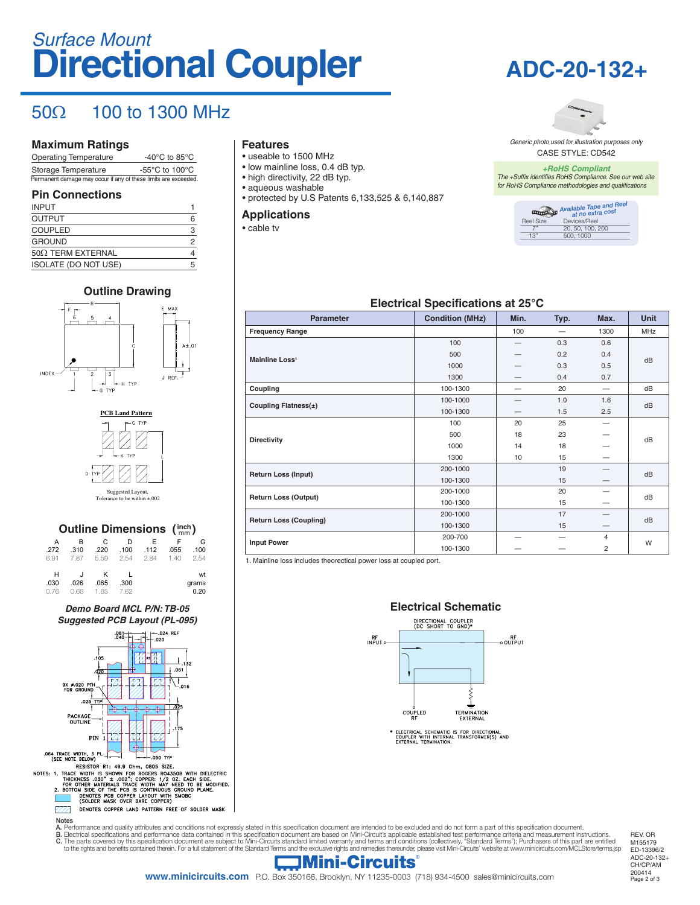*Surface Mount*

# Directional Coupler

# ADC-20-132+

## 50Ω 100 to 1300 MHz

### Maximum Ratings

| | |
|---|---|
| Operating Temperature | -40°C to 85°C |
| Storage Temperature | -55°C to 100°C |

Permanent damage may occur if any of these limits are exceeded.

### Pin Connections

| | |
|---|---|
| INPUT | 1 |
| OUTPUT | 6 |
| COUPLED | 3 |
| GROUND | 2 |
| 50Ω TERM EXTERNAL | 4 |
| ISOLATE (DO NOT USE) | 5 |

### Features

- useable to 1500 MHz
- low mainline loss, 0.4 dB typ.
- high directivity, 22 dB typ.
- aqueous washable
- protected by U.S Patents 6,133,525 & 6,140,887

### Applications

- cable tv

*Generic photo used for illustration purposes only*

CASE STYLE: CD542

*+RoHS Compliant*

*The +Suffix identifies RoHS Compliance. See our web site for RoHS Compliance methodologies and qualifications*

*Available Tape and Reel at no extra cost*

| Reel Size | Devices/Reel |
|---|---|
| 7" | 20, 50, 100, 200 |
| 13" | 500, 1000 |

### Outline Drawing

PCB Land Pattern

Suggested Layout, Tolerance to be within ±.002

### Outline Dimensions (inch / mm)

| A | B | C | D | E | F | G |
|---|---|---|---|---|---|---|
| .272 | .310 | .220 | .100 | .112 | .055 | .100 |
| 6.91 | 7.87 | 5.59 | 2.54 | 2.84 | 1.40 | 2.54 |

| H | J | K | L | wt |
|---|---|---|---|---|
| .030 | .026 | .065 | .300 | grams |
| 0.76 | 0.66 | 1.65 | 7.62 | 0.20 |

### Electrical Specifications at 25°C

| Parameter | Condition (MHz) | Min. | Typ. | Max. | Unit |
|---|---|---|---|---|---|
| Frequency Range | | 100 | — | 1300 | MHz |
| Mainline Loss[1] | 100 | — | 0.3 | 0.6 | dB |
| | 500 | — | 0.2 | 0.4 | |
| | 1000 | — | 0.3 | 0.5 | |
| | 1300 | — | 0.4 | 0.7 | |
| Coupling | 100-1300 | — | 20 | — | dB |
| Coupling Flatness(±) | 100-1000 | — | 1.0 | 1.6 | dB |
| | 100-1300 | — | 1.5 | 2.5 | |
| Directivity | 100 | 20 | 25 | — | dB |
| | 500 | 18 | 23 | — | |
| | 1000 | 14 | 18 | — | |
| | 1300 | 10 | 15 | — | |
| Return Loss (Input) | 200-1000 | | 19 | — | dB |
| | 100-1300 | | 15 | — | |
| Return Loss (Output) | 200-1000 | | 20 | — | dB |
| | 100-1300 | | 15 | — | |
| Return Loss (Coupling) | 200-1000 | | 17 | — | dB |
| | 100-1300 | | 15 | — | |
| Input Power | 200-700 | — | — | 4 | W |
| | 100-1300 | — | — | 2 | |

1. Mainline loss includes theoretical power loss at coupled port.

### Demo Board MCL P/N: TB-05 Suggested PCB Layout (PL-095)

RESISTOR R1: 49.9 Ohm, 0805 SIZE.

NOTES: 1. TRACE WIDTH IS SHOWN FOR ROGERS RO4350B WITH DIELECTRIC THICKNESS .030" ± .002"; COPPER: 1/2 OZ. EACH SIDE. FOR OTHER MATERIALS TRACE WIDTH MAY NEED TO BE MODIFIED.
2. BOTTOM SIDE OF THE PCB IS CONTINUOUS GROUND PLANE.

DENOTES PCB COPPER LAYOUT WITH SMOBC (SOLDER MASK OVER BARE COPPER)

DENOTES COPPER LAND PATTERN FREE OF SOLDER MASK

### Electrical Schematic

DIRECTIONAL COUPLER (DC SHORT TO GND)*

RF INPUT — RF OUTPUT — COUPLED RF — TERMINATION EXTERNAL

* ELECTRICAL SCHEMATIC IS FOR DIRECTIONAL COUPLER WITH INTERNAL TRANSFORMER(S) AND EXTERNAL TERMINATION.

Notes

A. Performance and quality attributes and conditions not expressly stated in this specification document are intended to be excluded and do not form a part of this specification document.
B. Electrical specifications and performance data contained in this specification document are based on Mini-Circuit's applicable established test performance criteria and measurement instructions.
C. The parts covered by this specification document are subject to Mini-Circuits standard limited warranty and terms and conditions (collectively, "Standard Terms"); Purchasers of this part are entitled to the rights and benefits contained therein. For a full statement of the Standard Terms and the exclusive rights and remedies thereunder, please visit Mini-Circuits' website at www.minicircuits.com/MCLStore/terms.jsp

REV. OR M155179 ED-13396/2 ADC-20-132+ CH/CP/AM 200414

Mini-Circuits®

www.minicircuits.com P.O. Box 350166, Brooklyn, NY 11235-0003 (718) 934-4500 sales@minicircuits.com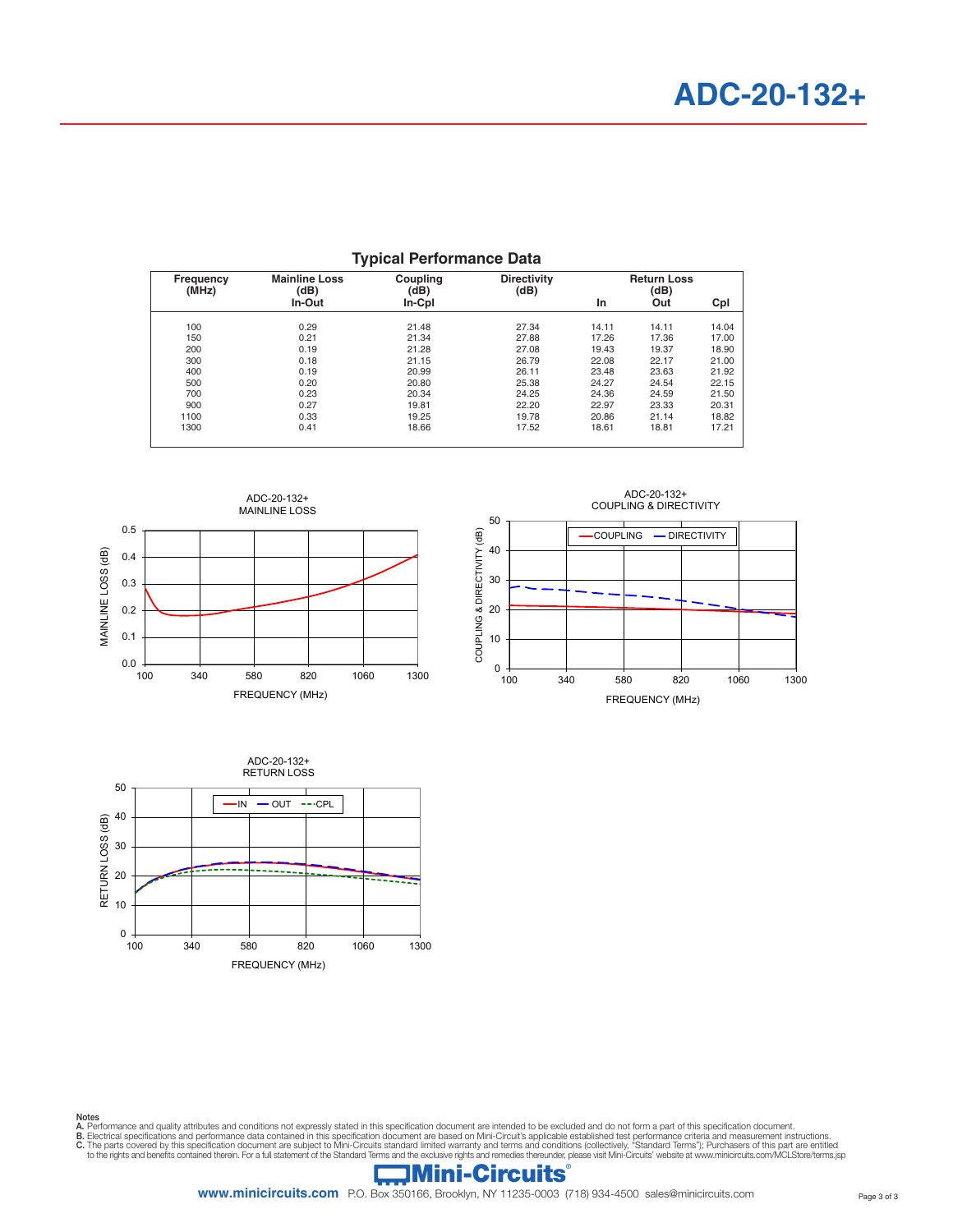# ADC-20-132+

## Typical Performance Data

| Frequency (MHz) | Mainline Loss (dB) In-Out | Coupling (dB) In-Cpl | Directivity (dB) | Return Loss (dB) In | Return Loss (dB) Out | Return Loss (dB) Cpl |
|---|---|---|---|---|---|---|
| 100 | 0.29 | 21.48 | 27.34 | 14.11 | 14.11 | 14.04 |
| 150 | 0.21 | 21.34 | 27.88 | 17.26 | 17.36 | 17.00 |
| 200 | 0.19 | 21.28 | 27.08 | 19.43 | 19.37 | 18.90 |
| 300 | 0.18 | 21.15 | 26.79 | 22.08 | 22.17 | 21.00 |
| 400 | 0.19 | 20.99 | 26.11 | 23.48 | 23.63 | 21.92 |
| 500 | 0.20 | 20.80 | 25.38 | 24.27 | 24.54 | 22.15 |
| 700 | 0.23 | 20.34 | 24.25 | 24.36 | 24.59 | 21.50 |
| 900 | 0.27 | 19.81 | 22.20 | 22.97 | 23.33 | 20.31 |
| 1100 | 0.33 | 19.25 | 19.78 | 20.86 | 21.14 | 18.82 |
| 1300 | 0.41 | 18.66 | 17.52 | 18.61 | 18.81 | 17.21 |

ADC-20-132+
MAINLINE LOSS
MAINLINE LOSS (dB)
0.0
0.1
0.2
0.3
0.4
0.5
100
340
580
820
1060
1300
FREQUENCY (MHz)

ADC-20-132+
COUPLING & DIRECTIVITY
COUPLING & DIRECTIVITY (dB)
COUPLING
DIRECTIVITY
0
10
20
30
40
50
100
340
580
820
1060
1300
FREQUENCY (MHz)

ADC-20-132+
RETURN LOSS
RETURN LOSS (dB)
IN
OUT
CPL
0
10
20
30
40
50
100
340
580
820
1060
1300
FREQUENCY (MHz)

Notes
A. Performance and quality attributes and conditions not expressly stated in this specification document are intended to be excluded and do not form a part of this specification document.
B. Electrical specifications and performance data contained in this specification document are based on Mini-Circuit's applicable established test performance criteria and measurement instructions.
C. The parts covered by this specification document are subject to Mini-Circuits standard limited warranty and terms and conditions (collectively, "Standard Terms"); Purchasers of this part are entitled to the rights and benefits contained therein. For a full statement of the Standard Terms and the exclusive rights and remedies thereunder, please visit Mini-Circuits' website at www.minicircuits.com/MCLStore/terms.jsp

Mini-Circuits®
www.minicircuits.com P.O. Box 350166, Brooklyn, NY 11235-0003 (718) 934-4500 sales@minicircuits.com